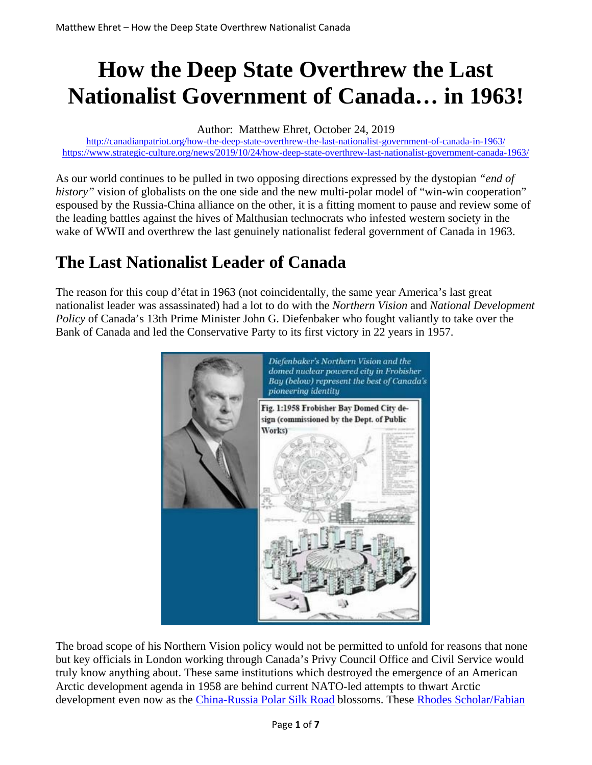# How the Deep State Overthrew the Last Nationalist Government of Canada… in 1963!

Author: Matthew Ehret, October 24, 2019

http://canadianpatriot.org/how-the-deep-state-overthrew-the-last-nationalist-government-of-canada-in-1963/
https://www.strategic-culture.org/news/2019/10/24/how-deep-state-overthrew-last-nationalist-government-canada-1963/

As our world continues to be pulled in two opposing directions expressed by the dystopian *"end of history"* vision of globalists on the one side and the new multi-polar model of "win-win cooperation" espoused by the Russia-China alliance on the other, it is a fitting moment to pause and review some of the leading battles against the hives of Malthusian technocrats who infested western society in the wake of WWII and overthrew the last genuinely nationalist federal government of Canada in 1963.

## The Last Nationalist Leader of Canada

The reason for this coup d'état in 1963 (not coincidentally, the same year America's last great nationalist leader was assassinated) had a lot to do with the *Northern Vision* and *National Development Policy* of Canada's 13th Prime Minister John G. Diefenbaker who fought valiantly to take over the Bank of Canada and led the Conservative Party to its first victory in 22 years in 1957.

*Diefenbaker's Northern Vision and the domed nuclear powered city in Frobisher Bay (below) represent the best of Canada's pioneering identity*

Fig. 1:1958 Frobisher Bay Domed City design (commissioned by the Dept. of Public Works)

The broad scope of his Northern Vision policy would not be permitted to unfold for reasons that none but key officials in London working through Canada's Privy Council Office and Civil Service would truly know anything about. These same institutions which destroyed the emergence of an American Arctic development agenda in 1958 are behind current NATO-led attempts to thwart Arctic development even now as the China-Russia Polar Silk Road blossoms. These Rhodes Scholar/Fabian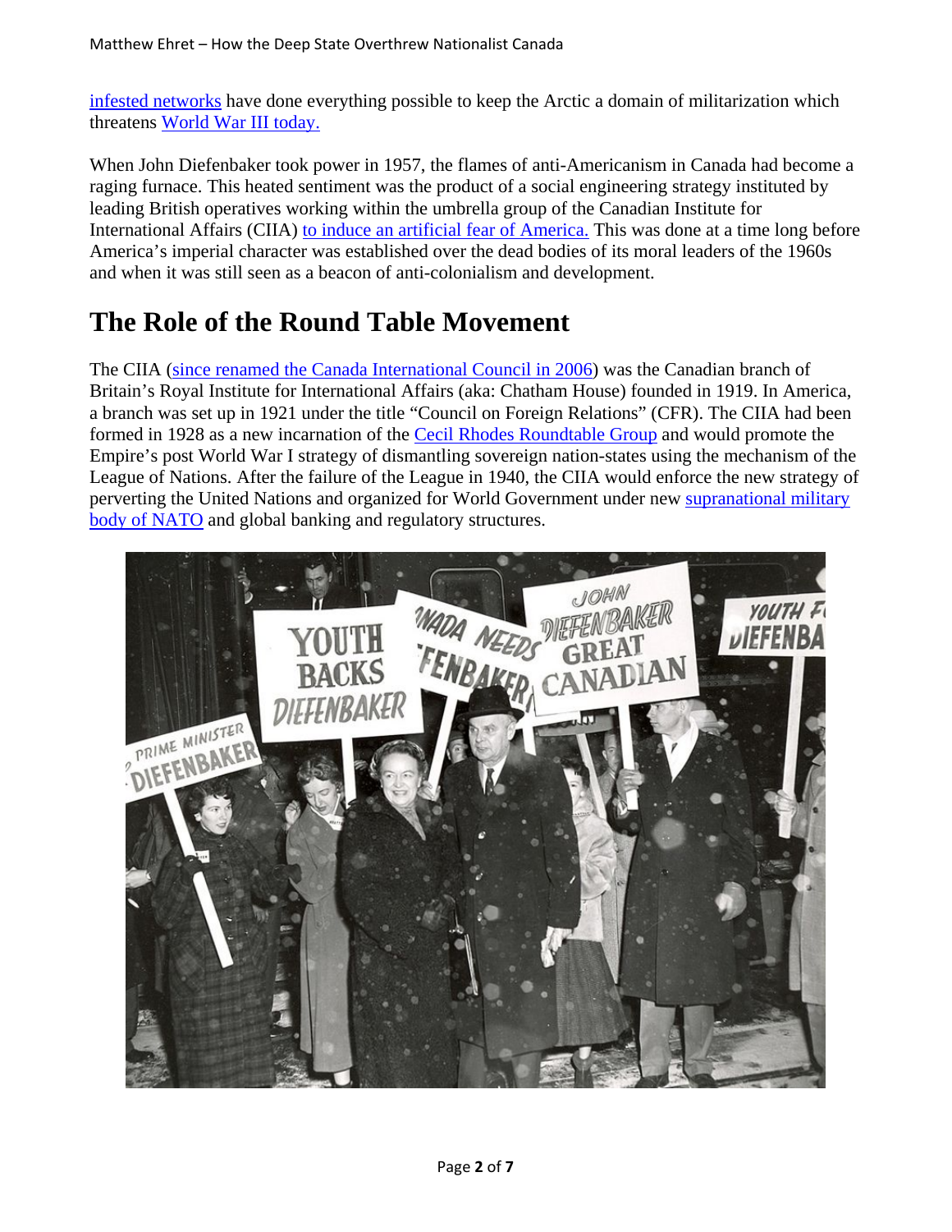infested networks have done everything possible to keep the Arctic a domain of militarization which threatens World War III today.

When John Diefenbaker took power in 1957, the flames of anti-Americanism in Canada had become a raging furnace. This heated sentiment was the product of a social engineering strategy instituted by leading British operatives working within the umbrella group of the Canadian Institute for International Affairs (CIIA) to induce an artificial fear of America. This was done at a time long before America's imperial character was established over the dead bodies of its moral leaders of the 1960s and when it was still seen as a beacon of anti-colonialism and development.

## The Role of the Round Table Movement

The CIIA (since renamed the Canada International Council in 2006) was the Canadian branch of Britain's Royal Institute for International Affairs (aka: Chatham House) founded in 1919. In America, a branch was set up in 1921 under the title "Council on Foreign Relations" (CFR). The CIIA had been formed in 1928 as a new incarnation of the Cecil Rhodes Roundtable Group and would promote the Empire's post World War I strategy of dismantling sovereign nation-states using the mechanism of the League of Nations. After the failure of the League in 1940, the CIIA would enforce the new strategy of perverting the United Nations and organized for World Government under new supranational military body of NATO and global banking and regulatory structures.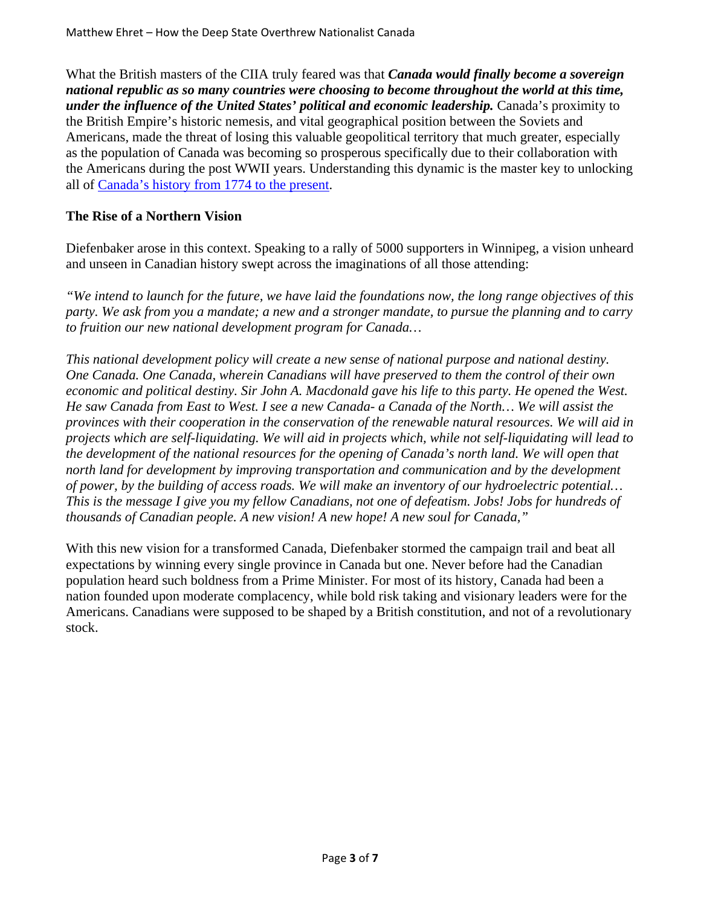What the British masters of the CIIA truly feared was that ***Canada would finally become a sovereign national republic as so many countries were choosing to become throughout the world at this time, under the influence of the United States' political and economic leadership.*** Canada's proximity to the British Empire's historic nemesis, and vital geographical position between the Soviets and Americans, made the threat of losing this valuable geopolitical territory that much greater, especially as the population of Canada was becoming so prosperous specifically due to their collaboration with the Americans during the post WWII years. Understanding this dynamic is the master key to unlocking all of Canada's history from 1774 to the present.

## The Rise of a Northern Vision

Diefenbaker arose in this context. Speaking to a rally of 5000 supporters in Winnipeg, a vision unheard and unseen in Canadian history swept across the imaginations of all those attending:

*"We intend to launch for the future, we have laid the foundations now, the long range objectives of this party. We ask from you a mandate; a new and a stronger mandate, to pursue the planning and to carry to fruition our new national development program for Canada…*

*This national development policy will create a new sense of national purpose and national destiny. One Canada. One Canada, wherein Canadians will have preserved to them the control of their own economic and political destiny. Sir John A. Macdonald gave his life to this party. He opened the West. He saw Canada from East to West. I see a new Canada- a Canada of the North… We will assist the provinces with their cooperation in the conservation of the renewable natural resources. We will aid in projects which are self-liquidating. We will aid in projects which, while not self-liquidating will lead to the development of the national resources for the opening of Canada's north land. We will open that north land for development by improving transportation and communication and by the development of power, by the building of access roads. We will make an inventory of our hydroelectric potential… This is the message I give you my fellow Canadians, not one of defeatism. Jobs! Jobs for hundreds of thousands of Canadian people. A new vision! A new hope! A new soul for Canada,"*

With this new vision for a transformed Canada, Diefenbaker stormed the campaign trail and beat all expectations by winning every single province in Canada but one. Never before had the Canadian population heard such boldness from a Prime Minister. For most of its history, Canada had been a nation founded upon moderate complacency, while bold risk taking and visionary leaders were for the Americans. Canadians were supposed to be shaped by a British constitution, and not of a revolutionary stock.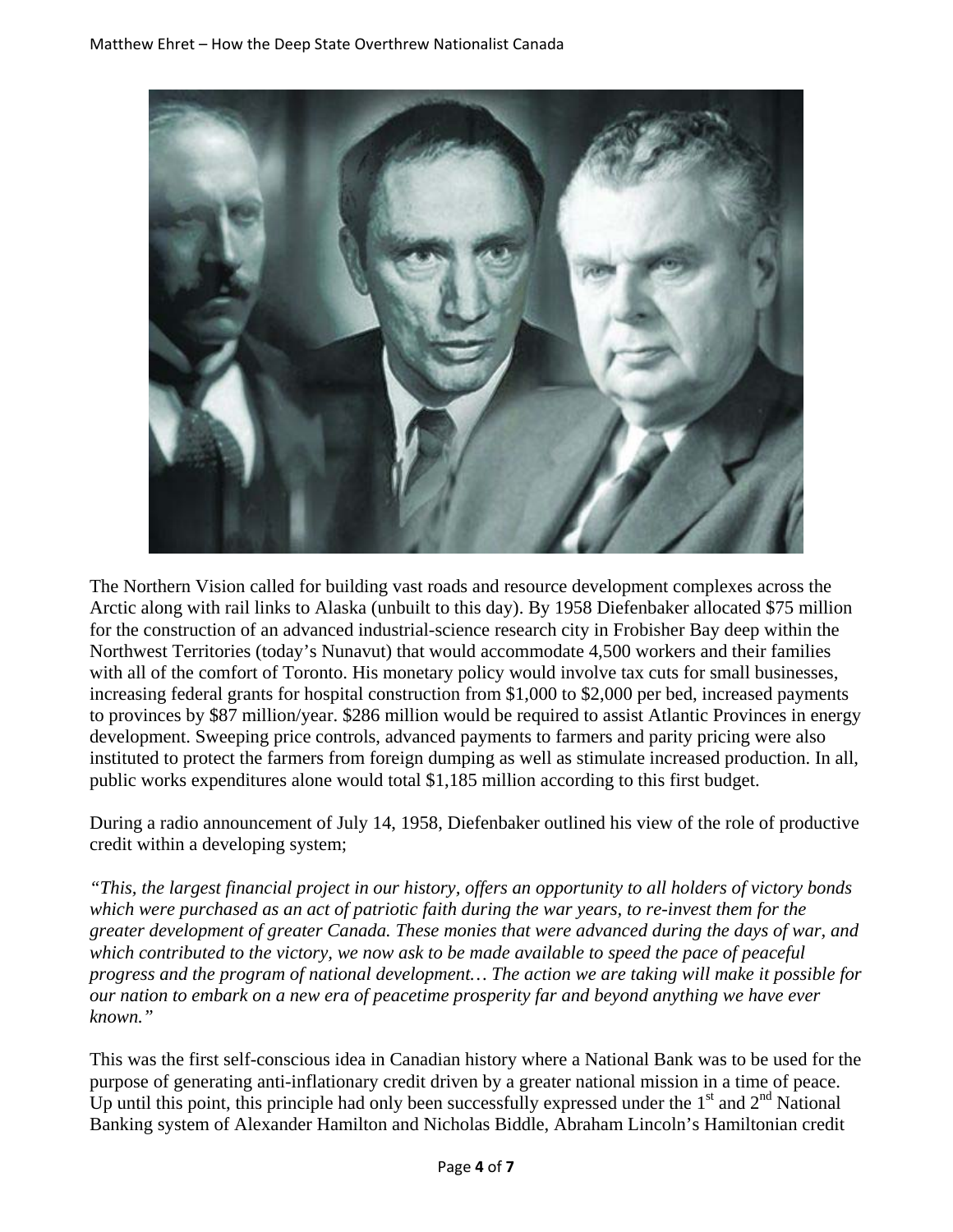The Northern Vision called for building vast roads and resource development complexes across the Arctic along with rail links to Alaska (unbuilt to this day). By 1958 Diefenbaker allocated $75 million for the construction of an advanced industrial-science research city in Frobisher Bay deep within the Northwest Territories (today's Nunavut) that would accommodate 4,500 workers and their families with all of the comfort of Toronto. His monetary policy would involve tax cuts for small businesses, increasing federal grants for hospital construction from $1,000 to $2,000 per bed, increased payments to provinces by $87 million/year. $286 million would be required to assist Atlantic Provinces in energy development. Sweeping price controls, advanced payments to farmers and parity pricing were also instituted to protect the farmers from foreign dumping as well as stimulate increased production. In all, public works expenditures alone would total $1,185 million according to this first budget.

During a radio announcement of July 14, 1958, Diefenbaker outlined his view of the role of productive credit within a developing system;

*"This, the largest financial project in our history, offers an opportunity to all holders of victory bonds which were purchased as an act of patriotic faith during the war years, to re-invest them for the greater development of greater Canada. These monies that were advanced during the days of war, and which contributed to the victory, we now ask to be made available to speed the pace of peaceful progress and the program of national development… The action we are taking will make it possible for our nation to embark on a new era of peacetime prosperity far and beyond anything we have ever known."*

This was the first self-conscious idea in Canadian history where a National Bank was to be used for the purpose of generating anti-inflationary credit driven by a greater national mission in a time of peace. Up until this point, this principle had only been successfully expressed under the 1st and 2nd National Banking system of Alexander Hamilton and Nicholas Biddle, Abraham Lincoln's Hamiltonian credit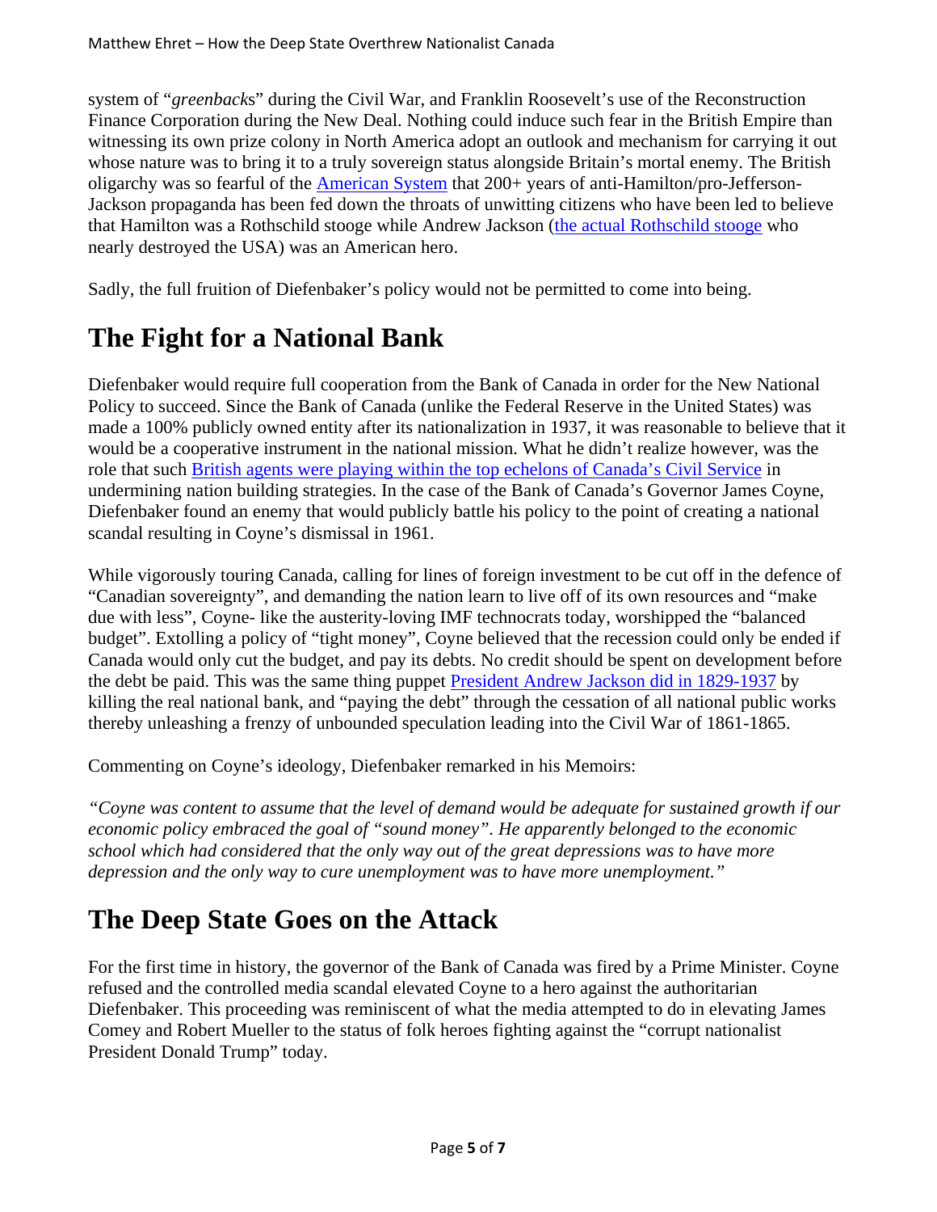system of "*greenback*s" during the Civil War, and Franklin Roosevelt's use of the Reconstruction Finance Corporation during the New Deal. Nothing could induce such fear in the British Empire than witnessing its own prize colony in North America adopt an outlook and mechanism for carrying it out whose nature was to bring it to a truly sovereign status alongside Britain's mortal enemy. The British oligarchy was so fearful of the American System that 200+ years of anti-Hamilton/pro-Jefferson-Jackson propaganda has been fed down the throats of unwitting citizens who have been led to believe that Hamilton was a Rothschild stooge while Andrew Jackson (the actual Rothschild stooge who nearly destroyed the USA) was an American hero.

Sadly, the full fruition of Diefenbaker's policy would not be permitted to come into being.

## The Fight for a National Bank

Diefenbaker would require full cooperation from the Bank of Canada in order for the New National Policy to succeed. Since the Bank of Canada (unlike the Federal Reserve in the United States) was made a 100% publicly owned entity after its nationalization in 1937, it was reasonable to believe that it would be a cooperative instrument in the national mission. What he didn't realize however, was the role that such British agents were playing within the top echelons of Canada's Civil Service in undermining nation building strategies. In the case of the Bank of Canada's Governor James Coyne, Diefenbaker found an enemy that would publicly battle his policy to the point of creating a national scandal resulting in Coyne's dismissal in 1961.

While vigorously touring Canada, calling for lines of foreign investment to be cut off in the defence of "Canadian sovereignty", and demanding the nation learn to live off of its own resources and "make due with less", Coyne- like the austerity-loving IMF technocrats today, worshipped the "balanced budget". Extolling a policy of "tight money", Coyne believed that the recession could only be ended if Canada would only cut the budget, and pay its debts. No credit should be spent on development before the debt be paid. This was the same thing puppet President Andrew Jackson did in 1829-1937 by killing the real national bank, and "paying the debt" through the cessation of all national public works thereby unleashing a frenzy of unbounded speculation leading into the Civil War of 1861-1865.

Commenting on Coyne's ideology, Diefenbaker remarked in his Memoirs:

*"Coyne was content to assume that the level of demand would be adequate for sustained growth if our economic policy embraced the goal of "sound money". He apparently belonged to the economic school which had considered that the only way out of the great depressions was to have more depression and the only way to cure unemployment was to have more unemployment."*

## The Deep State Goes on the Attack

For the first time in history, the governor of the Bank of Canada was fired by a Prime Minister. Coyne refused and the controlled media scandal elevated Coyne to a hero against the authoritarian Diefenbaker. This proceeding was reminiscent of what the media attempted to do in elevating James Comey and Robert Mueller to the status of folk heroes fighting against the "corrupt nationalist President Donald Trump" today.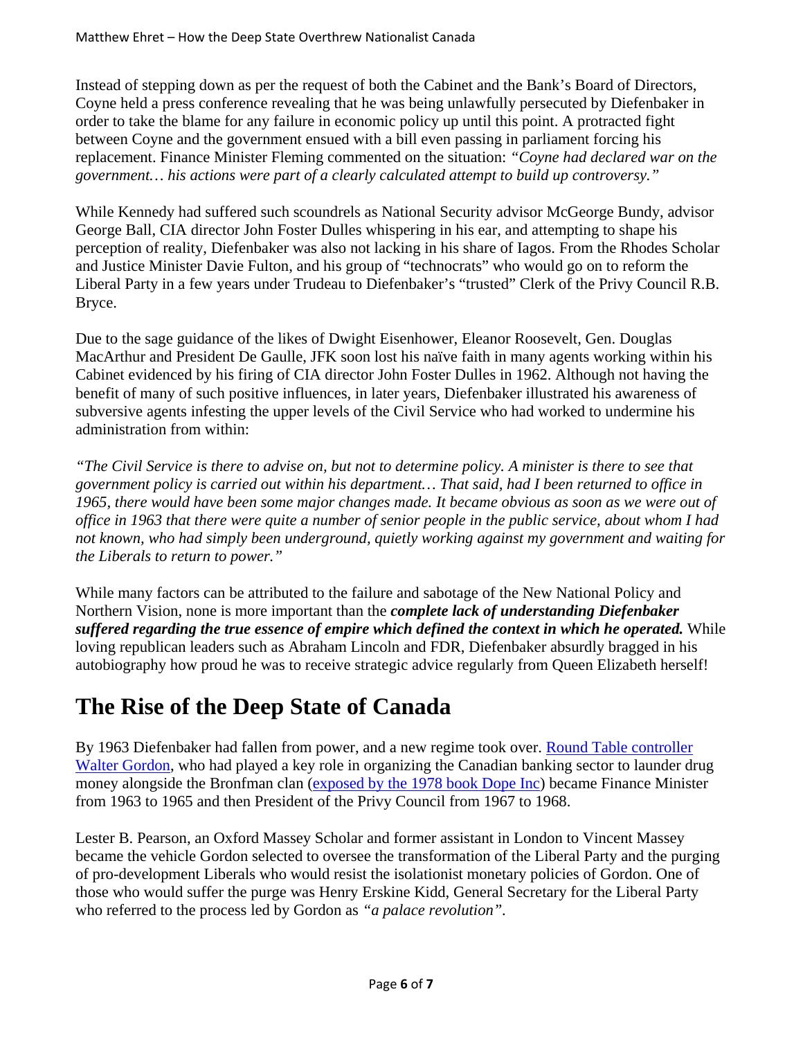Instead of stepping down as per the request of both the Cabinet and the Bank's Board of Directors, Coyne held a press conference revealing that he was being unlawfully persecuted by Diefenbaker in order to take the blame for any failure in economic policy up until this point. A protracted fight between Coyne and the government ensued with a bill even passing in parliament forcing his replacement. Finance Minister Fleming commented on the situation: *"Coyne had declared war on the government… his actions were part of a clearly calculated attempt to build up controversy."*

While Kennedy had suffered such scoundrels as National Security advisor McGeorge Bundy, advisor George Ball, CIA director John Foster Dulles whispering in his ear, and attempting to shape his perception of reality, Diefenbaker was also not lacking in his share of Iagos. From the Rhodes Scholar and Justice Minister Davie Fulton, and his group of "technocrats" who would go on to reform the Liberal Party in a few years under Trudeau to Diefenbaker's "trusted" Clerk of the Privy Council R.B. Bryce.

Due to the sage guidance of the likes of Dwight Eisenhower, Eleanor Roosevelt, Gen. Douglas MacArthur and President De Gaulle, JFK soon lost his naïve faith in many agents working within his Cabinet evidenced by his firing of CIA director John Foster Dulles in 1962. Although not having the benefit of many of such positive influences, in later years, Diefenbaker illustrated his awareness of subversive agents infesting the upper levels of the Civil Service who had worked to undermine his administration from within:

*"The Civil Service is there to advise on, but not to determine policy. A minister is there to see that government policy is carried out within his department… That said, had I been returned to office in 1965, there would have been some major changes made. It became obvious as soon as we were out of office in 1963 that there were quite a number of senior people in the public service, about whom I had not known, who had simply been underground, quietly working against my government and waiting for the Liberals to return to power."*

While many factors can be attributed to the failure and sabotage of the New National Policy and Northern Vision, none is more important than the ***complete lack of understanding Diefenbaker suffered regarding the true essence of empire which defined the context in which he operated.*** While loving republican leaders such as Abraham Lincoln and FDR, Diefenbaker absurdly bragged in his autobiography how proud he was to receive strategic advice regularly from Queen Elizabeth herself!

# The Rise of the Deep State of Canada

By 1963 Diefenbaker had fallen from power, and a new regime took over. Round Table controller Walter Gordon, who had played a key role in organizing the Canadian banking sector to launder drug money alongside the Bronfman clan (exposed by the 1978 book Dope Inc) became Finance Minister from 1963 to 1965 and then President of the Privy Council from 1967 to 1968.

Lester B. Pearson, an Oxford Massey Scholar and former assistant in London to Vincent Massey became the vehicle Gordon selected to oversee the transformation of the Liberal Party and the purging of pro-development Liberals who would resist the isolationist monetary policies of Gordon. One of those who would suffer the purge was Henry Erskine Kidd, General Secretary for the Liberal Party who referred to the process led by Gordon as *"a palace revolution"*.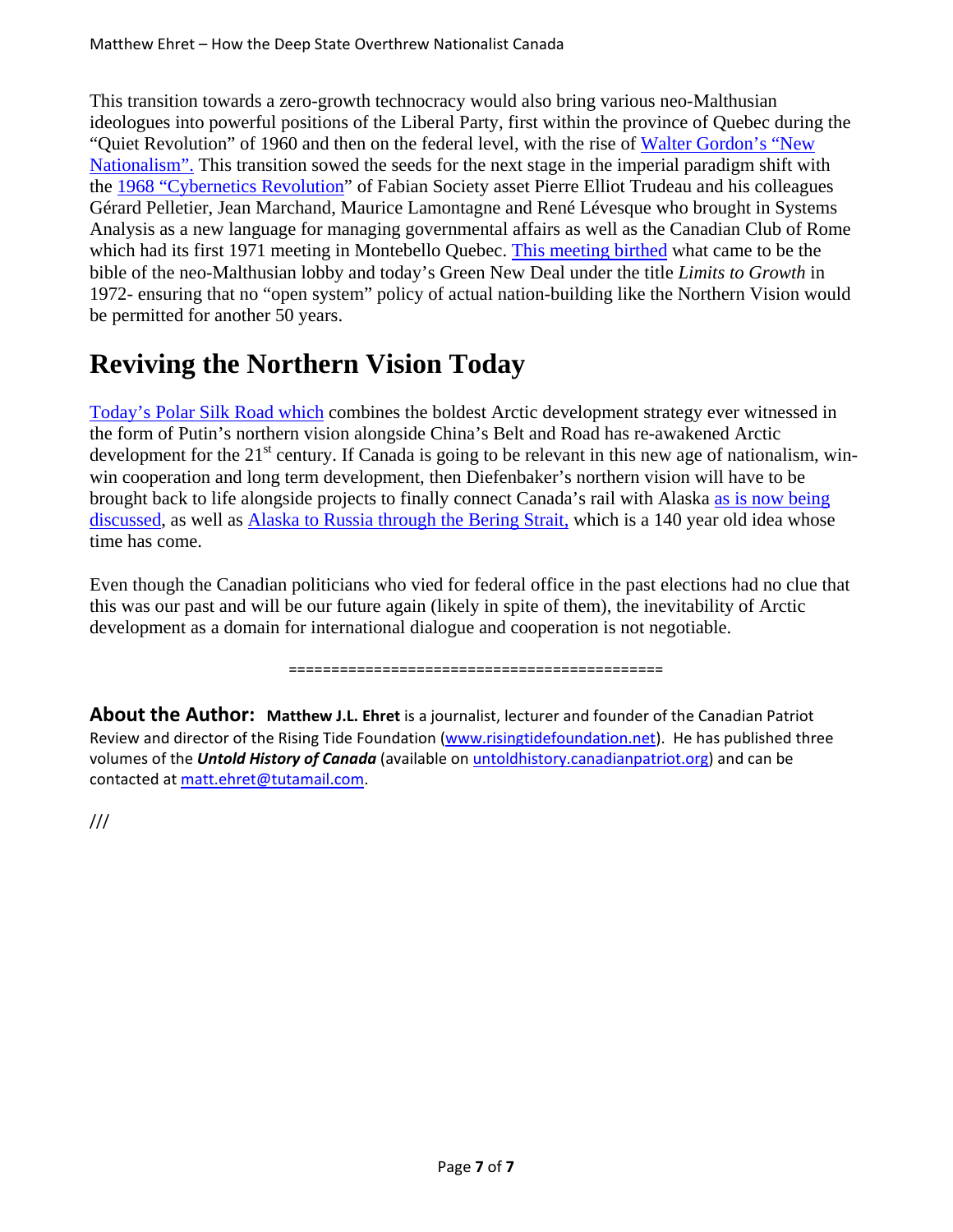This transition towards a zero-growth technocracy would also bring various neo-Malthusian ideologues into powerful positions of the Liberal Party, first within the province of Quebec during the "Quiet Revolution" of 1960 and then on the federal level, with the rise of Walter Gordon's "New Nationalism". This transition sowed the seeds for the next stage in the imperial paradigm shift with the 1968 "Cybernetics Revolution" of Fabian Society asset Pierre Elliot Trudeau and his colleagues Gérard Pelletier, Jean Marchand, Maurice Lamontagne and René Lévesque who brought in Systems Analysis as a new language for managing governmental affairs as well as the Canadian Club of Rome which had its first 1971 meeting in Montebello Quebec. This meeting birthed what came to be the bible of the neo-Malthusian lobby and today's Green New Deal under the title *Limits to Growth* in 1972- ensuring that no "open system" policy of actual nation-building like the Northern Vision would be permitted for another 50 years.

# Reviving the Northern Vision Today

Today's Polar Silk Road which combines the boldest Arctic development strategy ever witnessed in the form of Putin's northern vision alongside China's Belt and Road has re-awakened Arctic development for the 21st century. If Canada is going to be relevant in this new age of nationalism, win-win cooperation and long term development, then Diefenbaker's northern vision will have to be brought back to life alongside projects to finally connect Canada's rail with Alaska as is now being discussed, as well as Alaska to Russia through the Bering Strait, which is a 140 year old idea whose time has come.

Even though the Canadian politicians who vied for federal office in the past elections had no clue that this was our past and will be our future again (likely in spite of them), the inevitability of Arctic development as a domain for international dialogue and cooperation is not negotiable.

==========================================

**About the Author:** **Matthew J.L. Ehret** is a journalist, lecturer and founder of the Canadian Patriot Review and director of the Rising Tide Foundation (www.risingtidefoundation.net). He has published three volumes of the ***Untold History of Canada*** (available on untoldhistory.canadianpatriot.org) and can be contacted at matt.ehret@tutamail.com.

///